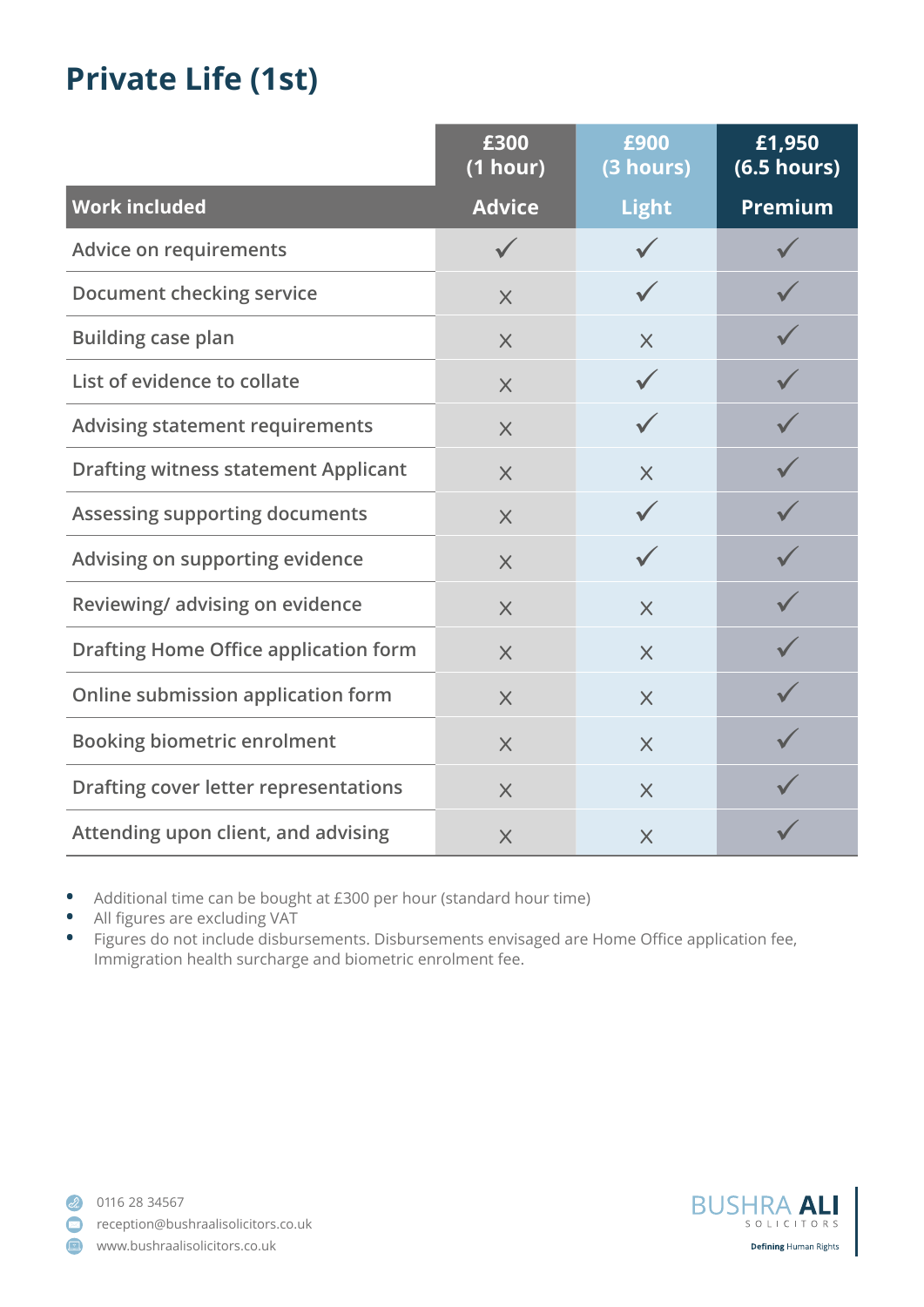# Private Life (1st)

| Work included | £300 (1 hour) Advice | £900 (3 hours) Light | £1,950 (6.5 hours) Premium |
|---|---|---|---|
| Advice on requirements | ✓ | ✓ | ✓ |
| Document checking service | × | ✓ | ✓ |
| Building case plan | × | × | ✓ |
| List of evidence to collate | × | ✓ | ✓ |
| Advising statement requirements | × | ✓ | ✓ |
| Drafting witness statement Applicant | × | × | ✓ |
| Assessing supporting documents | × | ✓ | ✓ |
| Advising on supporting evidence | × | ✓ | ✓ |
| Reviewing/ advising on evidence | × | × | ✓ |
| Drafting Home Office application form | × | × | ✓ |
| Online submission application form | × | × | ✓ |
| Booking biometric enrolment | × | × | ✓ |
| Drafting cover letter representations | × | × | ✓ |
| Attending upon client, and advising | × | × | ✓ |

- Additional time can be bought at £300 per hour (standard hour time)
- All figures are excluding VAT
- Figures do not include disbursements. Disbursements envisaged are Home Office application fee, Immigration health surcharge and biometric enrolment fee.

0116 28 34567
reception@bushraalisolicitors.co.uk
www.bushraalisolicitors.co.uk

BUSHRA ALI SOLICITORS
Defining Human Rights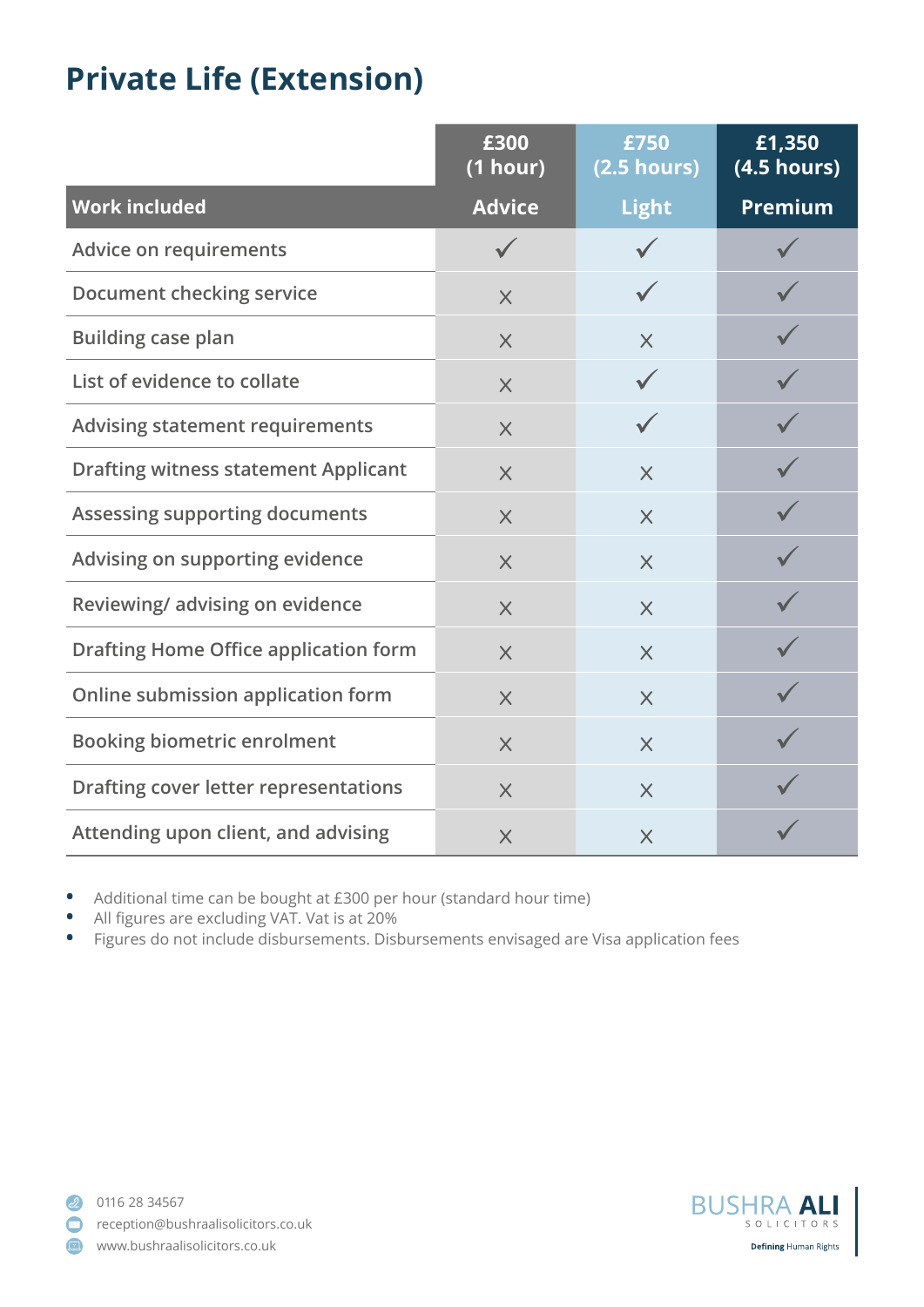# Private Life (Extension)

| Work included | £300 (1 hour) Advice | £750 (2.5 hours) Light | £1,350 (4.5 hours) Premium |
|---|---|---|---|
| Advice on requirements | ✓ | ✓ | ✓ |
| Document checking service | × | ✓ | ✓ |
| Building case plan | × | × | ✓ |
| List of evidence to collate | × | ✓ | ✓ |
| Advising statement requirements | × | ✓ | ✓ |
| Drafting witness statement Applicant | × | × | ✓ |
| Assessing supporting documents | × | × | ✓ |
| Advising on supporting evidence | × | × | ✓ |
| Reviewing/ advising on evidence | × | × | ✓ |
| Drafting Home Office application form | × | × | ✓ |
| Online submission application form | × | × | ✓ |
| Booking biometric enrolment | × | × | ✓ |
| Drafting cover letter representations | × | × | ✓ |
| Attending upon client, and advising | × | × | ✓ |

- Additional time can be bought at £300 per hour (standard hour time)
- All figures are excluding VAT. Vat is at 20%
- Figures do not include disbursements. Disbursements envisaged are Visa application fees

0116 28 34567
reception@bushraalisolicitors.co.uk
www.bushraalisolicitors.co.uk

BUSHRA ALI SOLICITORS
Defining Human Rights